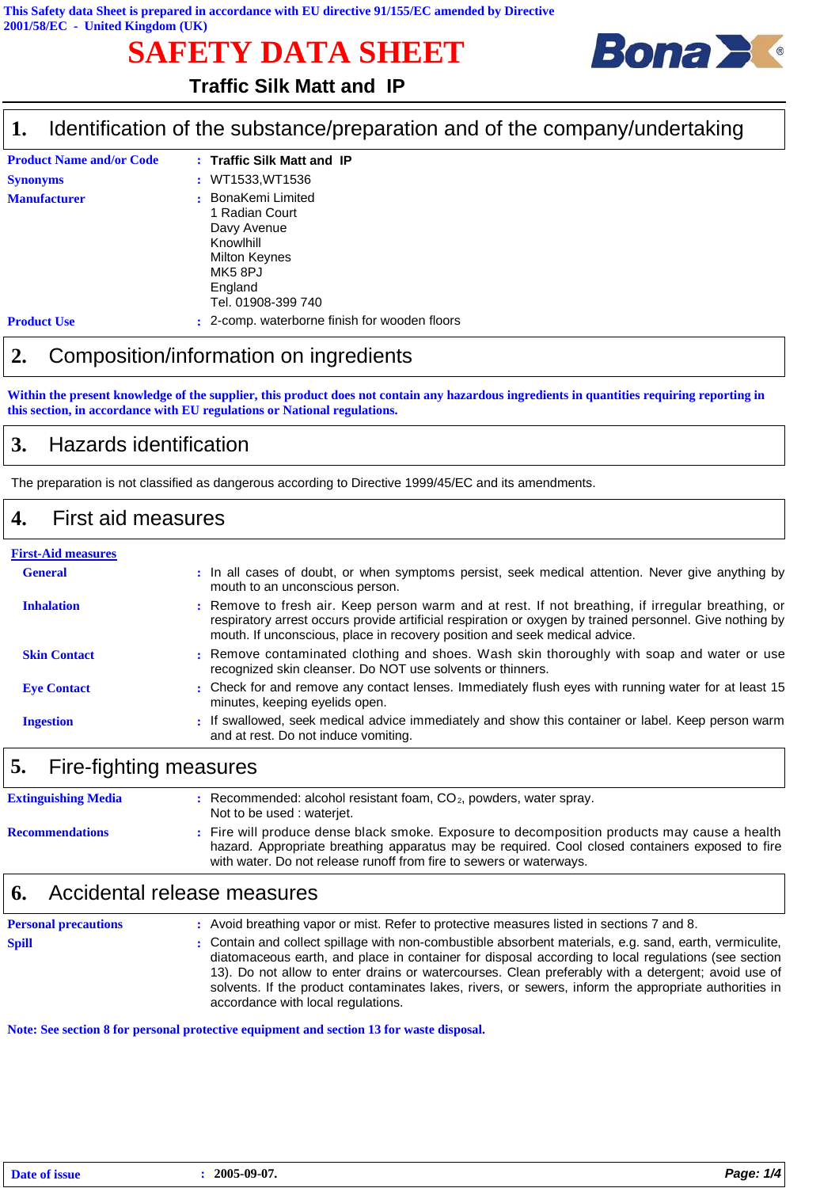This Safety data Sheet is prepared in accordance with EU directive 91/155/EC amended by Directive 2001/58/EC - United Kingdom (UK)

# SAFETY DATA SHEET

**Traffic Silk Matt and IP**

## 1. Identification of the substance/preparation and of the company/undertaking

| | | |
|---|---|---|
| **Product Name and/or Code** | : | **Traffic Silk Matt and IP** |
| **Synonyms** | : | WT1533,WT1536 |
| **Manufacturer** | : | BonaKemi Limited<br>1 Radian Court<br>Davy Avenue<br>Knowlhill<br>Milton Keynes<br>MK5 8PJ<br>England<br>Tel. 01908-399 740 |
| **Product Use** | : | 2-comp. waterborne finish for wooden floors |

## 2. Composition/information on ingredients

**Within the present knowledge of the supplier, this product does not contain any hazardous ingredients in quantities requiring reporting in this section, in accordance with EU regulations or National regulations.**

## 3. Hazards identification

The preparation is not classified as dangerous according to Directive 1999/45/EC and its amendments.

## 4. First aid measures

**First-Aid measures**

| | | |
|---|---|---|
| **General** | : | In all cases of doubt, or when symptoms persist, seek medical attention. Never give anything by mouth to an unconscious person. |
| **Inhalation** | : | Remove to fresh air. Keep person warm and at rest. If not breathing, if irregular breathing, or respiratory arrest occurs provide artificial respiration or oxygen by trained personnel. Give nothing by mouth. If unconscious, place in recovery position and seek medical advice. |
| **Skin Contact** | : | Remove contaminated clothing and shoes. Wash skin thoroughly with soap and water or use recognized skin cleanser. Do NOT use solvents or thinners. |
| **Eye Contact** | : | Check for and remove any contact lenses. Immediately flush eyes with running water for at least 15 minutes, keeping eyelids open. |
| **Ingestion** | : | If swallowed, seek medical advice immediately and show this container or label. Keep person warm and at rest. Do not induce vomiting. |

## 5. Fire-fighting measures

| | | |
|---|---|---|
| **Extinguishing Media** | : | Recommended: alcohol resistant foam, $CO_2$, powders, water spray.<br>Not to be used : waterjet. |
| **Recommendations** | : | Fire will produce dense black smoke. Exposure to decomposition products may cause a health hazard. Appropriate breathing apparatus may be required. Cool closed containers exposed to fire with water. Do not release runoff from fire to sewers or waterways. |

## 6. Accidental release measures

| | | |
|---|---|---|
| **Personal precautions** | : | Avoid breathing vapor or mist. Refer to protective measures listed in sections 7 and 8. |
| **Spill** | : | Contain and collect spillage with non-combustible absorbent materials, e.g. sand, earth, vermiculite, diatomaceous earth, and place in container for disposal according to local regulations (see section 13). Do not allow to enter drains or watercourses. Clean preferably with a detergent; avoid use of solvents. If the product contaminates lakes, rivers, or sewers, inform the appropriate authorities in accordance with local regulations. |

**Note: See section 8 for personal protective equipment and section 13 for waste disposal.**

**Date of issue** : **2005-09-07.**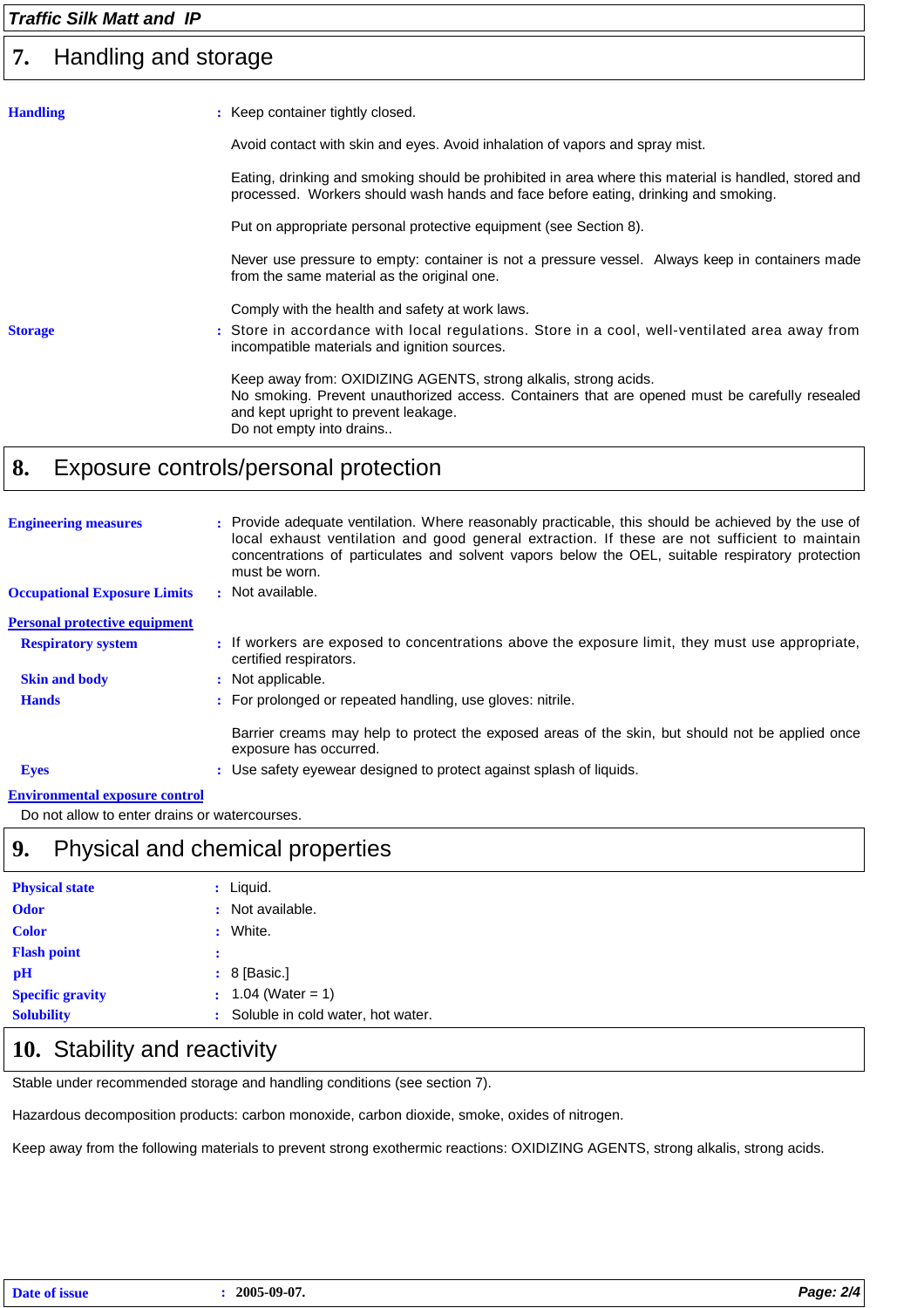## 7. Handling and storage

**Handling** : Keep container tightly closed.

Avoid contact with skin and eyes. Avoid inhalation of vapors and spray mist.

Eating, drinking and smoking should be prohibited in area where this material is handled, stored and processed. Workers should wash hands and face before eating, drinking and smoking.

Put on appropriate personal protective equipment (see Section 8).

Never use pressure to empty: container is not a pressure vessel. Always keep in containers made from the same material as the original one.

Comply with the health and safety at work laws.

**Storage** : Store in accordance with local regulations. Store in a cool, well-ventilated area away from incompatible materials and ignition sources.

Keep away from: OXIDIZING AGENTS, strong alkalis, strong acids.
No smoking. Prevent unauthorized access. Containers that are opened must be carefully resealed and kept upright to prevent leakage.
Do not empty into drains..

## 8. Exposure controls/personal protection

**Engineering measures** : Provide adequate ventilation. Where reasonably practicable, this should be achieved by the use of local exhaust ventilation and good general extraction. If these are not sufficient to maintain concentrations of particulates and solvent vapors below the OEL, suitable respiratory protection must be worn.

**Occupational Exposure Limits** : Not available.

**Personal protective equipment**

**Respiratory system** : If workers are exposed to concentrations above the exposure limit, they must use appropriate, certified respirators.

**Skin and body** : Not applicable.

**Hands** : For prolonged or repeated handling, use gloves: nitrile.

Barrier creams may help to protect the exposed areas of the skin, but should not be applied once exposure has occurred.

**Eyes** : Use safety eyewear designed to protect against splash of liquids.

**Environmental exposure control**

Do not allow to enter drains or watercourses.

## 9. Physical and chemical properties

**Physical state** : Liquid.
**Odor** : Not available.
**Color** : White.
**Flash point** :
**pH** : 8 [Basic.]
**Specific gravity** : 1.04 (Water = 1)
**Solubility** : Soluble in cold water, hot water.

## 10. Stability and reactivity

Stable under recommended storage and handling conditions (see section 7).

Hazardous decomposition products: carbon monoxide, carbon dioxide, smoke, oxides of nitrogen.

Keep away from the following materials to prevent strong exothermic reactions: OXIDIZING AGENTS, strong alkalis, strong acids.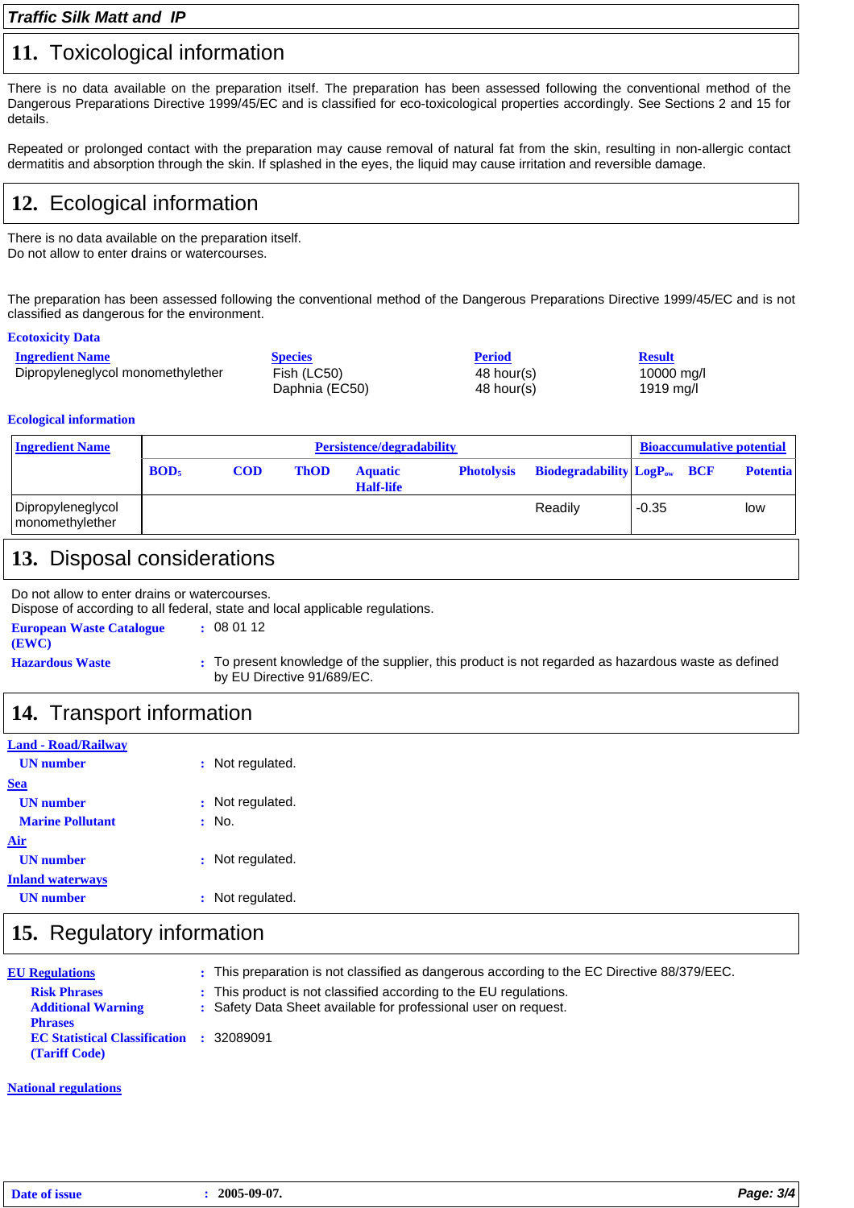## 11. Toxicological information

There is no data available on the preparation itself. The preparation has been assessed following the conventional method of the Dangerous Preparations Directive 1999/45/EC and is classified for eco-toxicological properties accordingly. See Sections 2 and 15 for details.

Repeated or prolonged contact with the preparation may cause removal of natural fat from the skin, resulting in non-allergic contact dermatitis and absorption through the skin. If splashed in the eyes, the liquid may cause irritation and reversible damage.

## 12. Ecological information

There is no data available on the preparation itself.
Do not allow to enter drains or watercourses.

The preparation has been assessed following the conventional method of the Dangerous Preparations Directive 1999/45/EC and is not classified as dangerous for the environment.

**Ecotoxicity Data**

| Ingredient Name | Species | Period | Result |
|---|---|---|---|
| Dipropyleneglycol monomethylether | Fish (LC50) | 48 hour(s) | 10000 mg/l |
| | Daphnia (EC50) | 48 hour(s) | 1919 mg/l |

**Ecological information**

| Ingredient Name | Persistence/degradability | | | | | | Bioaccumulative potential | | |
|---|---|---|---|---|---|---|---|---|---|
| | $BOD_5$ | COD | ThOD | Aquatic Half-life | Photolysis | Biodegradability | $LogP_{ow}$ | BCF | Potentia |
| Dipropyleneglycol monomethylether | | | | | | Readily | -0.35 | | low |

## 13. Disposal considerations

Do not allow to enter drains or watercourses.
Dispose of according to all federal, state and local applicable regulations.

**European Waste Catalogue (EWC)** : 08 01 12

**Hazardous Waste** : To present knowledge of the supplier, this product is not regarded as hazardous waste as defined by EU Directive 91/689/EC.

## 14. Transport information

**Land - Road/Railway**

**UN number** : Not regulated.

**Sea**

**UN number** : Not regulated.

**Marine Pollutant** : No.

**Air**

**UN number** : Not regulated.

**Inland waterways**

**UN number** : Not regulated.

## 15. Regulatory information

**EU Regulations** : This preparation is not classified as dangerous according to the EC Directive 88/379/EEC.

**Risk Phrases** : This product is not classified according to the EU regulations.

**Additional Warning Phrases** : Safety Data Sheet available for professional user on request.

**EC Statistical Classification (Tariff Code)** : 32089091

**National regulations**

**Date of issue** : **2005-09-07.**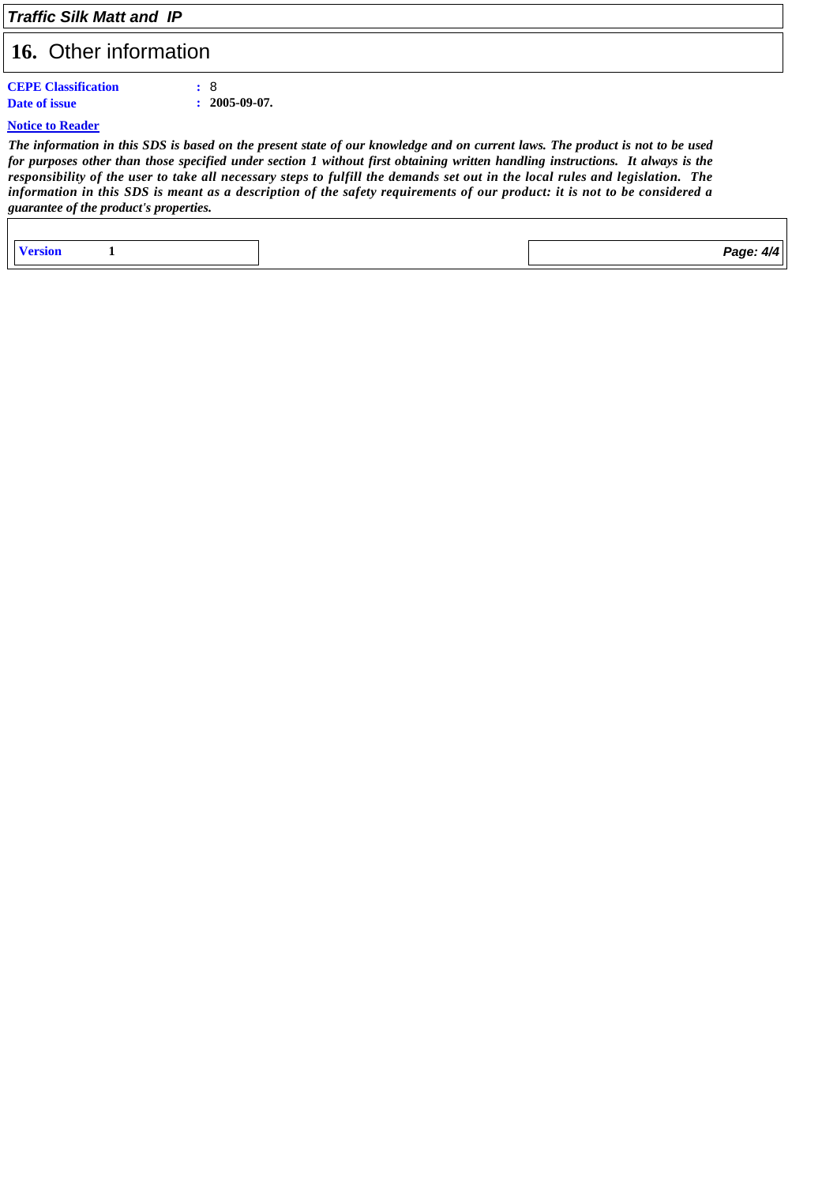## 16. Other information

**CEPE Classification** : 8
**Date of issue** : **2005-09-07.**

**Notice to Reader**

***The information in this SDS is based on the present state of our knowledge and on current laws. The product is not to be used for purposes other than those specified under section 1 without first obtaining written handling instructions. It always is the responsibility of the user to take all necessary steps to fulfill the demands set out in the local rules and legislation. The information in this SDS is meant as a description of the safety requirements of our product: it is not to be considered a guarantee of the product's properties.***

**Version** **1**